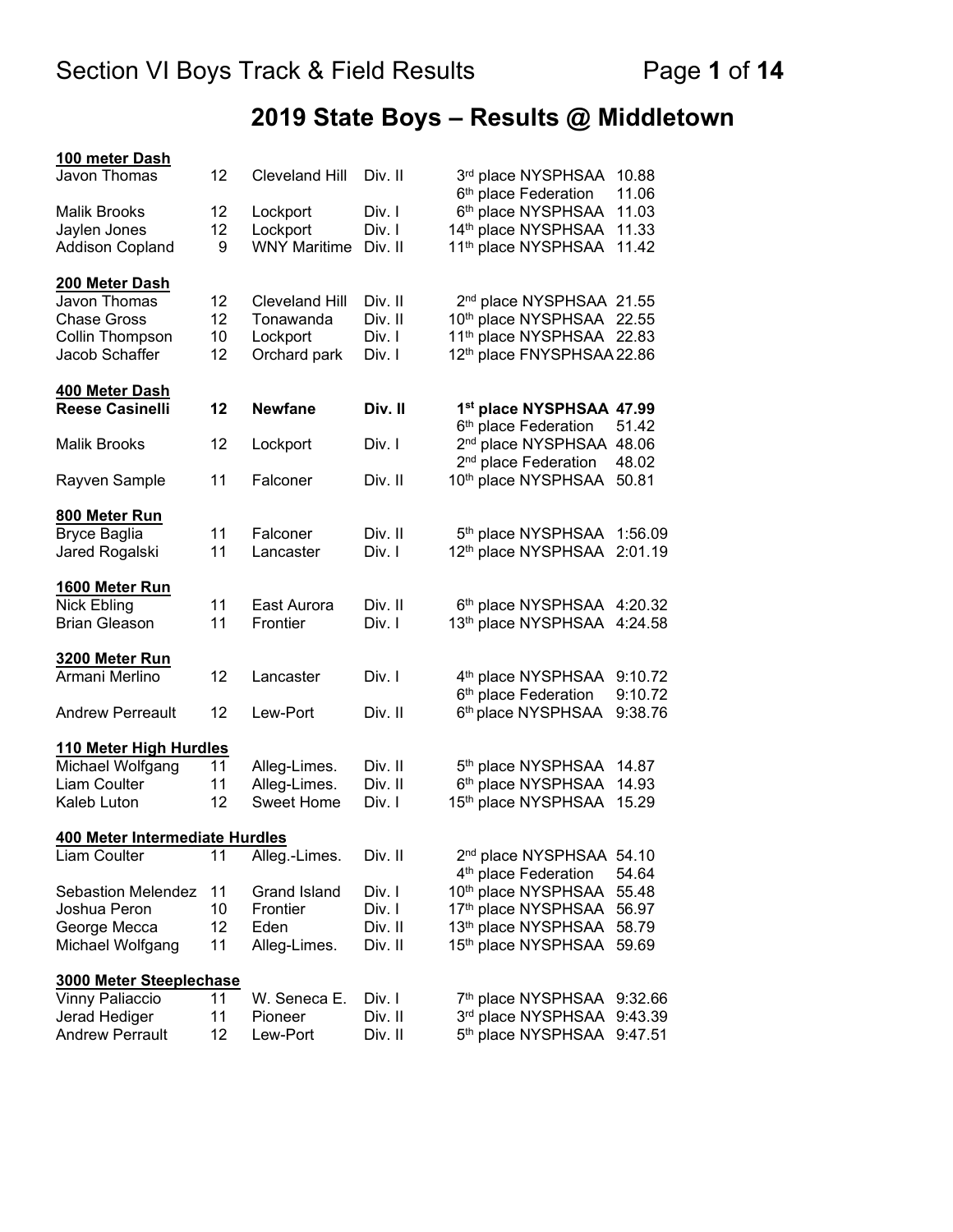# 2019 State Boys – Results @ Middletown

**100 meter Dash**

| Name | Grade | School | Division | Place | Mark |
|---|---|---|---|---|---|
| Javon Thomas | 12 | Cleveland Hill | Div. II | 3rd place NYSPHSAA | 10.88 |
| | | | | 6th place Federation | 11.06 |
| Malik Brooks | 12 | Lockport | Div. I | 6th place NYSPHSAA | 11.03 |
| Jaylen Jones | 12 | Lockport | Div. I | 14th place NYSPHSAA | 11.33 |
| Addison Copland | 9 | WNY Maritime | Div. II | 11th place NYSPHSAA | 11.42 |

**200 Meter Dash**

| Name | Grade | School | Division | Place | Mark |
|---|---|---|---|---|---|
| Javon Thomas | 12 | Cleveland Hill | Div. II | 2nd place NYSPHSAA | 21.55 |
| Chase Gross | 12 | Tonawanda | Div. II | 10th place NYSPHSAA | 22.55 |
| Collin Thompson | 10 | Lockport | Div. I | 11th place NYSPHSAA | 22.83 |
| Jacob Schaffer | 12 | Orchard park | Div. I | 12th place FNYSPHSAA | 22.86 |

**400 Meter Dash**

| Name | Grade | School | Division | Place | Mark |
|---|---|---|---|---|---|
| **Reese Casinelli** | **12** | **Newfane** | **Div. II** | **1st place NYSPHSAA** | **47.99** |
| | | | | 6th place Federation | 51.42 |
| Malik Brooks | 12 | Lockport | Div. I | 2nd place NYSPHSAA | 48.06 |
| | | | | 2nd place Federation | 48.02 |
| Rayven Sample | 11 | Falconer | Div. II | 10th place NYSPHSAA | 50.81 |

**800 Meter Run**

| Name | Grade | School | Division | Place | Mark |
|---|---|---|---|---|---|
| Bryce Baglia | 11 | Falconer | Div. II | 5th place NYSPHSAA | 1:56.09 |
| Jared Rogalski | 11 | Lancaster | Div. I | 12th place NYSPHSAA | 2:01.19 |

**1600 Meter Run**

| Name | Grade | School | Division | Place | Mark |
|---|---|---|---|---|---|
| Nick Ebling | 11 | East Aurora | Div. II | 6th place NYSPHSAA | 4:20.32 |
| Brian Gleason | 11 | Frontier | Div. I | 13th place NYSPHSAA | 4:24.58 |

**3200 Meter Run**

| Name | Grade | School | Division | Place | Mark |
|---|---|---|---|---|---|
| Armani Merlino | 12 | Lancaster | Div. I | 4th place NYSPHSAA | 9:10.72 |
| | | | | 6th place Federation | 9:10.72 |
| Andrew Perreault | 12 | Lew-Port | Div. II | 6th place NYSPHSAA | 9:38.76 |

**110 Meter High Hurdles**

| Name | Grade | School | Division | Place | Mark |
|---|---|---|---|---|---|
| Michael Wolfgang | 11 | Alleg-Limes. | Div. II | 5th place NYSPHSAA | 14.87 |
| Liam Coulter | 11 | Alleg-Limes. | Div. II | 6th place NYSPHSAA | 14.93 |
| Kaleb Luton | 12 | Sweet Home | Div. I | 15th place NYSPHSAA | 15.29 |

**400 Meter Intermediate Hurdles**

| Name | Grade | School | Division | Place | Mark |
|---|---|---|---|---|---|
| Liam Coulter | 11 | Alleg.-Limes. | Div. II | 2nd place NYSPHSAA | 54.10 |
| | | | | 4th place Federation | 54.64 |
| Sebastion Melendez | 11 | Grand Island | Div. I | 10th place NYSPHSAA | 55.48 |
| Joshua Peron | 10 | Frontier | Div. I | 17th place NYSPHSAA | 56.97 |
| George Mecca | 12 | Eden | Div. II | 13th place NYSPHSAA | 58.79 |
| Michael Wolfgang | 11 | Alleg-Limes. | Div. II | 15th place NYSPHSAA | 59.69 |

**3000 Meter Steeplechase**

| Name | Grade | School | Division | Place | Mark |
|---|---|---|---|---|---|
| Vinny Paliaccio | 11 | W. Seneca E. | Div. I | 7th place NYSPHSAA | 9:32.66 |
| Jerad Hediger | 11 | Pioneer | Div. II | 3rd place NYSPHSAA | 9:43.39 |
| Andrew Perrault | 12 | Lew-Port | Div. II | 5th place NYSPHSAA | 9:47.51 |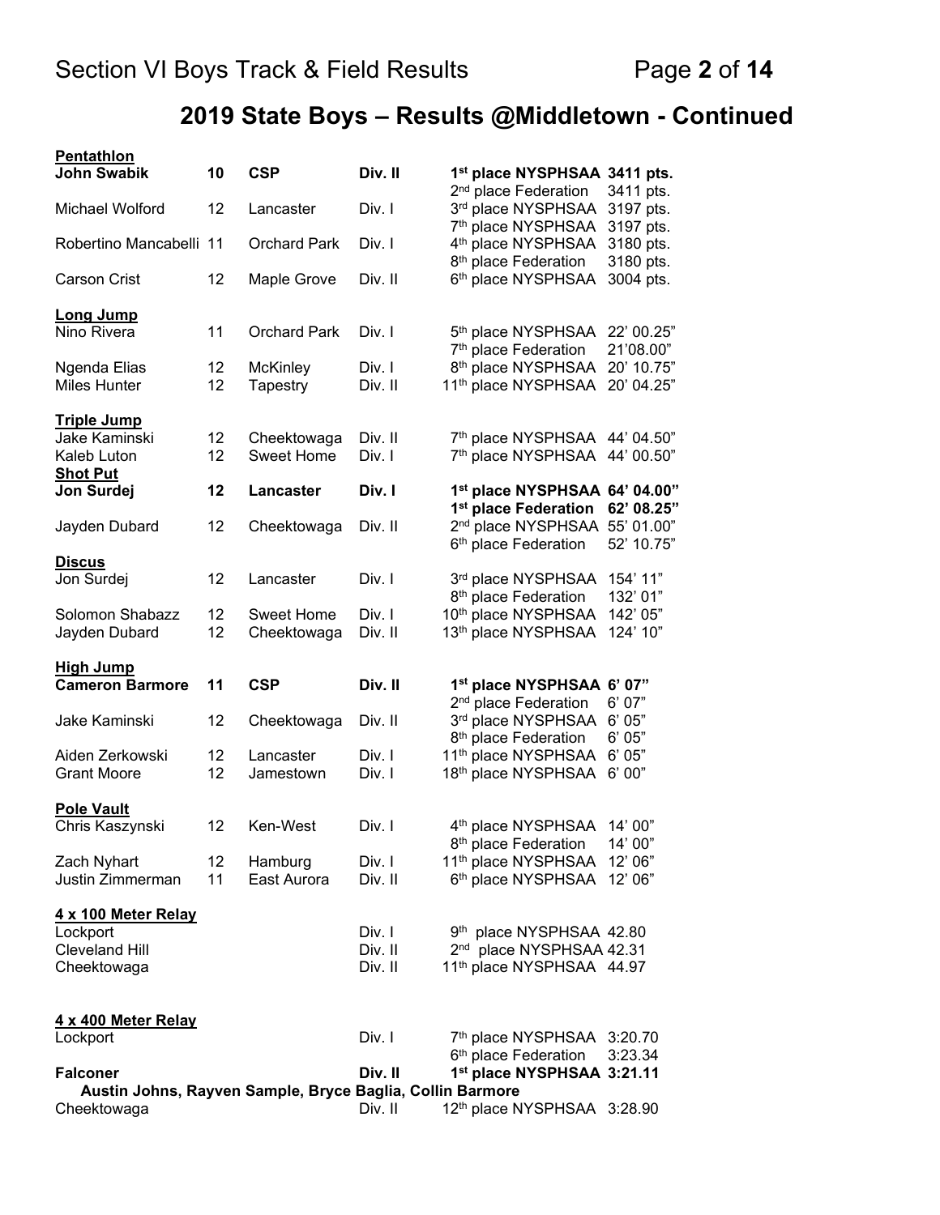## 2019 State Boys – Results @Middletown - Continued

**Pentathlon**

| Name | Grade | School | Division | Place | Mark |
|---|---|---|---|---|---|
| **John Swabik** | **10** | **CSP** | **Div. II** | **1st place NYSPHSAA** | **3411 pts.** |
| | | | | 2nd place Federation | 3411 pts. |
| Michael Wolford | 12 | Lancaster | Div. I | 3rd place NYSPHSAA | 3197 pts. |
| | | | | 7th place NYSPHSAA | 3197 pts. |
| Robertino Mancabelli | 11 | Orchard Park | Div. I | 4th place NYSPHSAA | 3180 pts. |
| | | | | 8th place Federation | 3180 pts. |
| Carson Crist | 12 | Maple Grove | Div. II | 6th place NYSPHSAA | 3004 pts. |

**Long Jump**

| Name | Grade | School | Division | Place | Mark |
|---|---|---|---|---|---|
| Nino Rivera | 11 | Orchard Park | Div. I | 5th place NYSPHSAA | 22' 00.25" |
| | | | | 7th place Federation | 21'08.00" |
| Ngenda Elias | 12 | McKinley | Div. I | 8th place NYSPHSAA | 20' 10.75" |
| Miles Hunter | 12 | Tapestry | Div. II | 11th place NYSPHSAA | 20' 04.25" |

**Triple Jump**

| Name | Grade | School | Division | Place | Mark |
|---|---|---|---|---|---|
| Jake Kaminski | 12 | Cheektowaga | Div. II | 7th place NYSPHSAA | 44' 04.50" |
| Kaleb Luton | 12 | Sweet Home | Div. I | 7th place NYSPHSAA | 44' 00.50" |

**Shot Put**

| Name | Grade | School | Division | Place | Mark |
|---|---|---|---|---|---|
| **Jon Surdej** | **12** | **Lancaster** | **Div. I** | **1st place NYSPHSAA** | **64' 04.00"** |
| | | | | **1st place Federation** | **62' 08.25"** |
| Jayden Dubard | 12 | Cheektowaga | Div. II | 2nd place NYSPHSAA | 55' 01.00" |
| | | | | 6th place Federation | 52' 10.75" |

**Discus**

| Name | Grade | School | Division | Place | Mark |
|---|---|---|---|---|---|
| Jon Surdej | 12 | Lancaster | Div. I | 3rd place NYSPHSAA | 154' 11" |
| | | | | 8th place Federation | 132' 01" |
| Solomon Shabazz | 12 | Sweet Home | Div. I | 10th place NYSPHSAA | 142' 05" |
| Jayden Dubard | 12 | Cheektowaga | Div. II | 13th place NYSPHSAA | 124' 10" |

**High Jump**

| Name | Grade | School | Division | Place | Mark |
|---|---|---|---|---|---|
| **Cameron Barmore** | **11** | **CSP** | **Div. II** | **1st place NYSPHSAA** | **6' 07"** |
| | | | | 2nd place Federation | 6' 07" |
| Jake Kaminski | 12 | Cheektowaga | Div. II | 3rd place NYSPHSAA | 6' 05" |
| | | | | 8th place Federation | 6' 05" |
| Aiden Zerkowski | 12 | Lancaster | Div. I | 11th place NYSPHSAA | 6' 05" |
| Grant Moore | 12 | Jamestown | Div. I | 18th place NYSPHSAA | 6' 00" |

**Pole Vault**

| Name | Grade | School | Division | Place | Mark |
|---|---|---|---|---|---|
| Chris Kaszynski | 12 | Ken-West | Div. I | 4th place NYSPHSAA | 14' 00" |
| | | | | 8th place Federation | 14' 00" |
| Zach Nyhart | 12 | Hamburg | Div. I | 11th place NYSPHSAA | 12' 06" |
| Justin Zimmerman | 11 | East Aurora | Div. II | 6th place NYSPHSAA | 12' 06" |

**4 x 100 Meter Relay**

| Team | Division | Place | Mark |
|---|---|---|---|
| Lockport | Div. I | 9th place NYSPHSAA | 42.80 |
| Cleveland Hill | Div. II | 2nd place NYSPHSAA | 42.31 |
| Cheektowaga | Div. II | 11th place NYSPHSAA | 44.97 |

**4 x 400 Meter Relay**

| Team | Division | Place | Mark |
|---|---|---|---|
| Lockport | Div. I | 7th place NYSPHSAA | 3:20.70 |
| | | 6th place Federation | 3:23.34 |
| **Falconer** | **Div. II** | **1st place NYSPHSAA** | **3:21.11** |
| Cheektowaga | Div. II | 12th place NYSPHSAA | 3:28.90 |

**Falconer: Austin Johns, Rayven Sample, Bryce Baglia, Collin Barmore**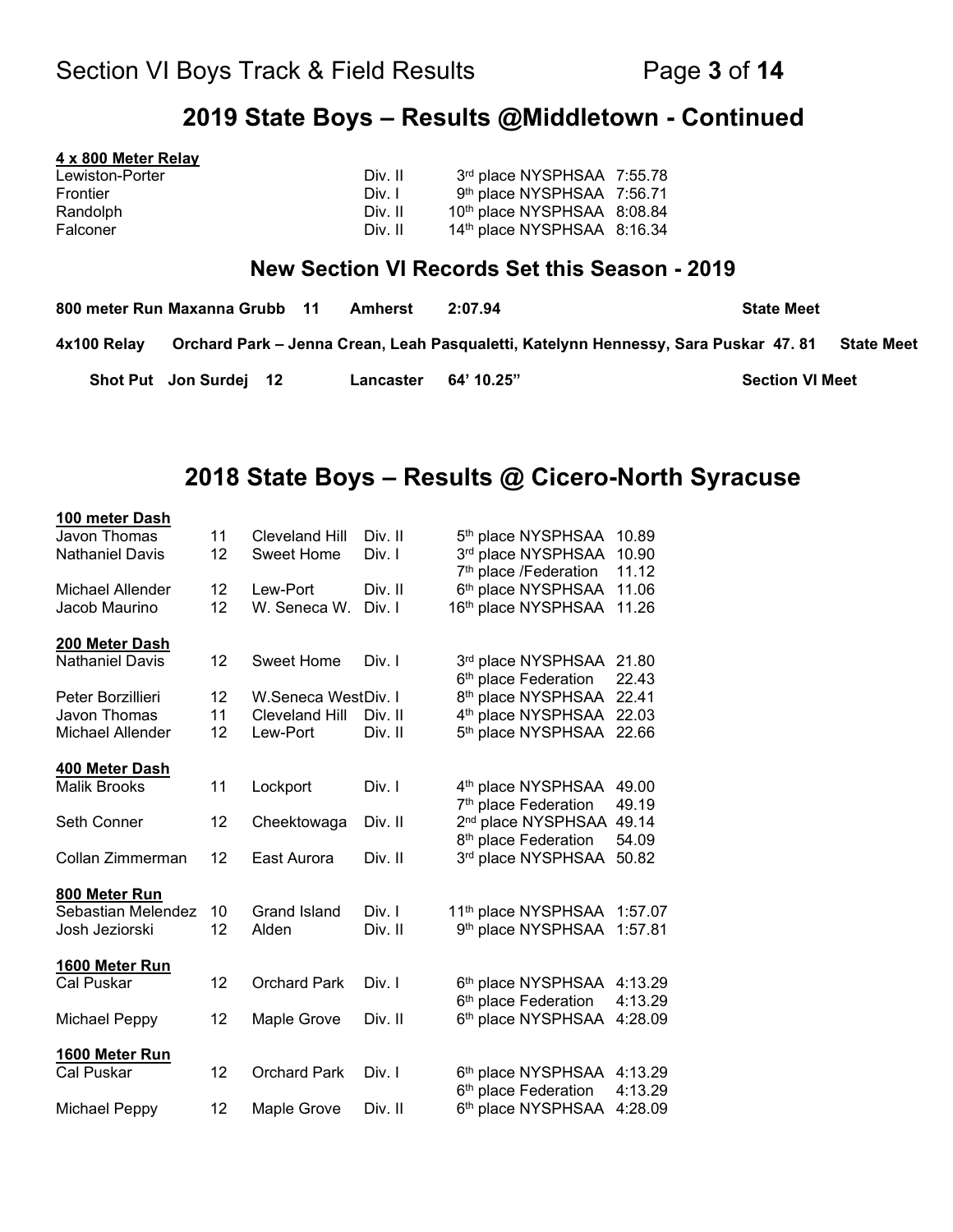## 2019 State Boys – Results @Middletown - Continued

**4 x 800 Meter Relay**

| | | | |
|---|---|---|---|
| Lewiston-Porter | Div. II | 3rd place NYSPHSAA | 7:55.78 |
| Frontier | Div. I | 9th place NYSPHSAA | 7:56.71 |
| Randolph | Div. II | 10th place NYSPHSAA | 8:08.84 |
| Falconer | Div. II | 14th place NYSPHSAA | 8:16.34 |

### New Section VI Records Set this Season - 2019

| | | | | | |
|---|---|---|---|---|---|
| **800 meter Run** | **Maxanna Grubb 11** | **Amherst** | **2:07.94** | | **State Meet** |
| **4x100 Relay** | **Orchard Park – Jenna Crean, Leah Pasqualetti, Katelynn Hennessy, Sara Puskar** | | | **47. 81** | **State Meet** |
| **Shot Put** | **Jon Surdej 12** | **Lancaster** | **64' 10.25"** | | **Section VI Meet** |

## 2018 State Boys – Results @ Cicero-North Syracuse

**100 meter Dash**

| | | | | | |
|---|---|---|---|---|---|
| Javon Thomas | 11 | Cleveland Hill | Div. II | 5th place NYSPHSAA | 10.89 |
| Nathaniel Davis | 12 | Sweet Home | Div. I | 3rd place NYSPHSAA | 10.90 |
| | | | | 7th place /Federation | 11.12 |
| Michael Allender | 12 | Lew-Port | Div. II | 6th place NYSPHSAA | 11.06 |
| Jacob Maurino | 12 | W. Seneca W. | Div. I | 16th place NYSPHSAA | 11.26 |

**200 Meter Dash**

| | | | | | |
|---|---|---|---|---|---|
| Nathaniel Davis | 12 | Sweet Home | Div. I | 3rd place NYSPHSAA | 21.80 |
| | | | | 6th place Federation | 22.43 |
| Peter Borzillieri | 12 | W.Seneca West | Div. I | 8th place NYSPHSAA | 22.41 |
| Javon Thomas | 11 | Cleveland Hill | Div. II | 4th place NYSPHSAA | 22.03 |
| Michael Allender | 12 | Lew-Port | Div. II | 5th place NYSPHSAA | 22.66 |

**400 Meter Dash**

| | | | | | |
|---|---|---|---|---|---|
| Malik Brooks | 11 | Lockport | Div. I | 4th place NYSPHSAA | 49.00 |
| | | | | 7th place Federation | 49.19 |
| Seth Conner | 12 | Cheektowaga | Div. II | 2nd place NYSPHSAA | 49.14 |
| | | | | 8th place Federation | 54.09 |
| Collan Zimmerman | 12 | East Aurora | Div. II | 3rd place NYSPHSAA | 50.82 |

**800 Meter Run**

| | | | | | |
|---|---|---|---|---|---|
| Sebastian Melendez | 10 | Grand Island | Div. I | 11th place NYSPHSAA | 1:57.07 |
| Josh Jeziorski | 12 | Alden | Div. II | 9th place NYSPHSAA | 1:57.81 |

**1600 Meter Run**

| | | | | | |
|---|---|---|---|---|---|
| Cal Puskar | 12 | Orchard Park | Div. I | 6th place NYSPHSAA | 4:13.29 |
| | | | | 6th place Federation | 4:13.29 |
| Michael Peppy | 12 | Maple Grove | Div. II | 6th place NYSPHSAA | 4:28.09 |

**1600 Meter Run**

| | | | | | |
|---|---|---|---|---|---|
| Cal Puskar | 12 | Orchard Park | Div. I | 6th place NYSPHSAA | 4:13.29 |
| | | | | 6th place Federation | 4:13.29 |
| Michael Peppy | 12 | Maple Grove | Div. II | 6th place NYSPHSAA | 4:28.09 |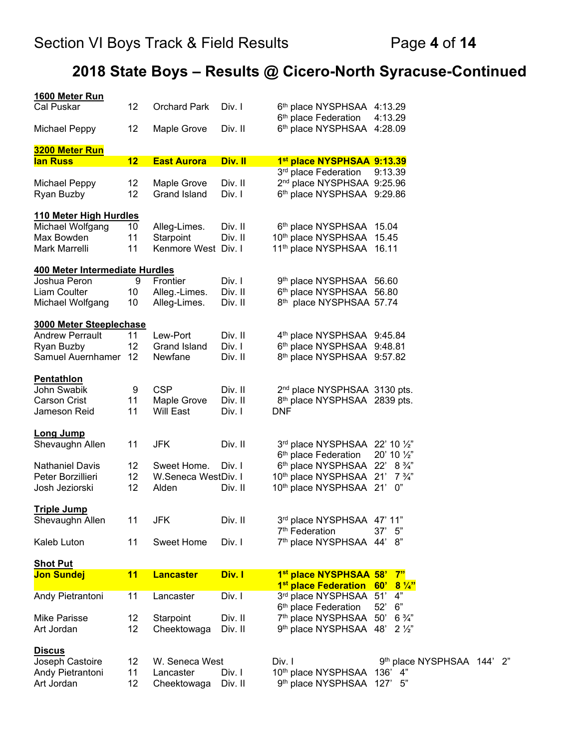## 2018 State Boys – Results @ Cicero-North Syracuse-Continued

**1600 Meter Run**

| Name | Grade | School | Division | Place | Mark |
|---|---|---|---|---|---|
| Cal Puskar | 12 | Orchard Park | Div. I | 6th place NYSPHSAA | 4:13.29 |
| | | | | 6th place Federation | 4:13.29 |
| Michael Peppy | 12 | Maple Grove | Div. II | 6th place NYSPHSAA | 4:28.09 |

**3200 Meter Run**

| Name | Grade | School | Division | Place | Mark |
|---|---|---|---|---|---|
| **Ian Russ** | **12** | **East Aurora** | **Div. II** | **1st place NYSPHSAA** | **9:13.39** |
| | | | | 3rd place Federation | 9:13.39 |
| Michael Peppy | 12 | Maple Grove | Div. II | 2nd place NYSPHSAA | 9:25.96 |
| Ryan Buzby | 12 | Grand Island | Div. I | 6th place NYSPHSAA | 9:29.86 |

**110 Meter High Hurdles**

| Name | Grade | School | Division | Place | Mark |
|---|---|---|---|---|---|
| Michael Wolfgang | 10 | Alleg-Limes. | Div. II | 6th place NYSPHSAA | 15.04 |
| Max Bowden | 11 | Starpoint | Div. II | 10th place NYSPHSAA | 15.45 |
| Mark Marrelli | 11 | Kenmore West | Div. I | 11th place NYSPHSAA | 16.11 |

**400 Meter Intermediate Hurdles**

| Name | Grade | School | Division | Place | Mark |
|---|---|---|---|---|---|
| Joshua Peron | 9 | Frontier | Div. I | 9th place NYSPHSAA | 56.60 |
| Liam Coulter | 10 | Alleg.-Limes. | Div. II | 6th place NYSPHSAA | 56.80 |
| Michael Wolfgang | 10 | Alleg-Limes. | Div. II | 8th place NYSPHSAA | 57.74 |

**3000 Meter Steeplechase**

| Name | Grade | School | Division | Place | Mark |
|---|---|---|---|---|---|
| Andrew Perrault | 11 | Lew-Port | Div. II | 4th place NYSPHSAA | 9:45.84 |
| Ryan Buzby | 12 | Grand Island | Div. I | 6th place NYSPHSAA | 9:48.81 |
| Samuel Auernhamer | 12 | Newfane | Div. II | 8th place NYSPHSAA | 9:57.82 |

**Pentathlon**

| Name | Grade | School | Division | Place | Mark |
|---|---|---|---|---|---|
| John Swabik | 9 | CSP | Div. II | 2nd place NYSPHSAA | 3130 pts. |
| Carson Crist | 11 | Maple Grove | Div. II | 8th place NYSPHSAA | 2839 pts. |
| Jameson Reid | 11 | Will East | Div. I | DNF | |

**Long Jump**

| Name | Grade | School | Division | Place | Mark |
|---|---|---|---|---|---|
| Shevaughn Allen | 11 | JFK | Div. II | 3rd place NYSPHSAA | 22' 10 ½" |
| | | | | 6th place Federation | 20' 10 ½" |
| Nathaniel Davis | 12 | Sweet Home. | Div. I | 6th place NYSPHSAA | 22' 8 ¾" |
| Peter Borzillieri | 12 | W.Seneca West | Div. I | 10th place NYSPHSAA | 21' 7 ¾" |
| Josh Jeziorski | 12 | Alden | Div. II | 10th place NYSPHSAA | 21' 0" |

**Triple Jump**

| Name | Grade | School | Division | Place | Mark |
|---|---|---|---|---|---|
| Shevaughn Allen | 11 | JFK | Div. II | 3rd place NYSPHSAA | 47' 11" |
| | | | | 7th Federation | 37' 5" |
| Kaleb Luton | 11 | Sweet Home | Div. I | 7th place NYSPHSAA | 44' 8" |

**Shot Put**

| Name | Grade | School | Division | Place | Mark |
|---|---|---|---|---|---|
| **Jon Sundej** | **11** | **Lancaster** | **Div. I** | **1st place NYSPHSAA** | **58' 7"** |
| | | | | **1st place Federation** | **60' 8 ¼"** |
| Andy Pietrantoni | 11 | Lancaster | Div. I | 3rd place NYSPHSAA | 51' 4" |
| | | | | 6th place Federation | 52' 6" |
| Mike Parisse | 12 | Starpoint | Div. II | 7th place NYSPHSAA | 50' 6 ¾" |
| Art Jordan | 12 | Cheektowaga | Div. II | 9th place NYSPHSAA | 48' 2 ½" |

**Discus**

| Name | Grade | School | Division | Place | Mark |
|---|---|---|---|---|---|
| Joseph Castoire | 12 | W. Seneca West | Div. I | 9th place NYSPHSAA | 144' 2" |
| Andy Pietrantoni | 11 | Lancaster | Div. I | 10th place NYSPHSAA | 136' 4" |
| Art Jordan | 12 | Cheektowaga | Div. II | 9th place NYSPHSAA | 127' 5" |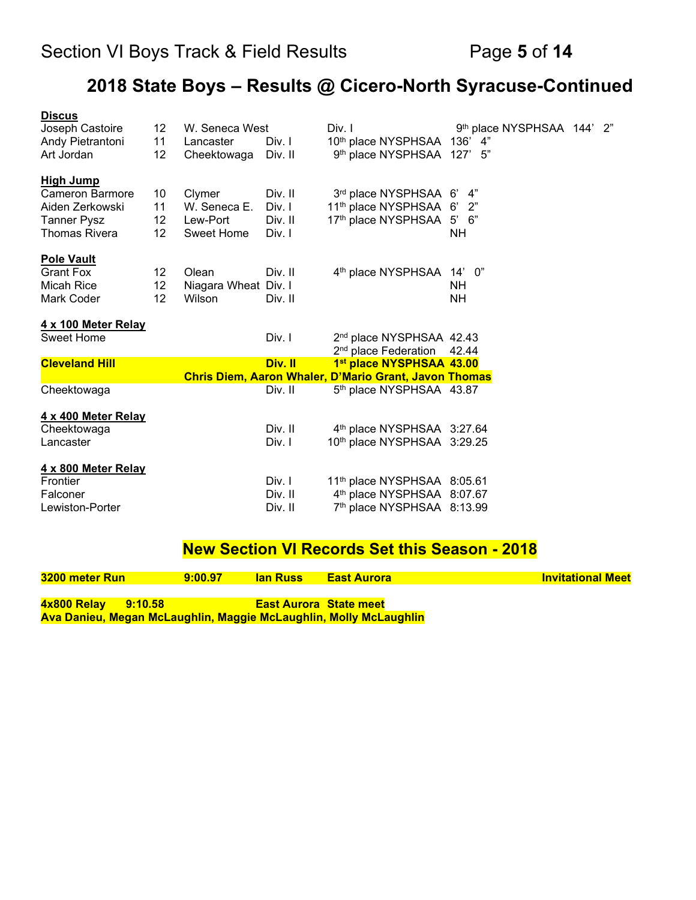## 2018 State Boys – Results @ Cicero-North Syracuse-Continued

**Discus**

| | | | | | |
|---|---|---|---|---|---|
| Joseph Castoire | 12 | W. Seneca West | Div. I | 9th place NYSPHSAA | 144' 2" |
| Andy Pietrantoni | 11 | Lancaster | Div. I | 10th place NYSPHSAA | 136' 4" |
| Art Jordan | 12 | Cheektowaga | Div. II | 9th place NYSPHSAA | 127' 5" |

**High Jump**

| | | | | | |
|---|---|---|---|---|---|
| Cameron Barmore | 10 | Clymer | Div. II | 3rd place NYSPHSAA | 6' 4" |
| Aiden Zerkowski | 11 | W. Seneca E. | Div. I | 11th place NYSPHSAA | 6' 2" |
| Tanner Pysz | 12 | Lew-Port | Div. II | 17th place NYSPHSAA | 5' 6" |
| Thomas Rivera | 12 | Sweet Home | Div. I | | NH |

**Pole Vault**

| | | | | | |
|---|---|---|---|---|---|
| Grant Fox | 12 | Olean | Div. II | 4th place NYSPHSAA | 14' 0" |
| Micah Rice | 12 | Niagara Wheat | Div. I | | NH |
| Mark Coder | 12 | Wilson | Div. II | | NH |

**4 x 100 Meter Relay**

| | | | |
|---|---|---|---|
| Sweet Home | Div. I | 2nd place NYSPHSAA | 42.43 |
| | | 2nd place Federation | 42.44 |
| **Cleveland Hill** | **Div. II** | **1st place NYSPHSAA** | **43.00** |
| **Chris Diem, Aaron Whaler, D'Mario Grant, Javon Thomas** | | | |
| Cheektowaga | Div. II | 5th place NYSPHSAA | 43.87 |

**4 x 400 Meter Relay**

| | | | |
|---|---|---|---|
| Cheektowaga | Div. II | 4th place NYSPHSAA | 3:27.64 |
| Lancaster | Div. I | 10th place NYSPHSAA | 3:29.25 |

**4 x 800 Meter Relay**

| | | | |
|---|---|---|---|
| Frontier | Div. I | 11th place NYSPHSAA | 8:05.61 |
| Falconer | Div. II | 4th place NYSPHSAA | 8:07.67 |
| Lewiston-Porter | Div. II | 7th place NYSPHSAA | 8:13.99 |

## New Section VI Records Set this Season - 2018

**3200 meter Run 9:00.97 Ian Russ East Aurora Invitational Meet**

**4x800 Relay 9:10.58 East Aurora State meet**
**Ava Danieu, Megan McLaughlin, Maggie McLaughlin, Molly McLaughlin**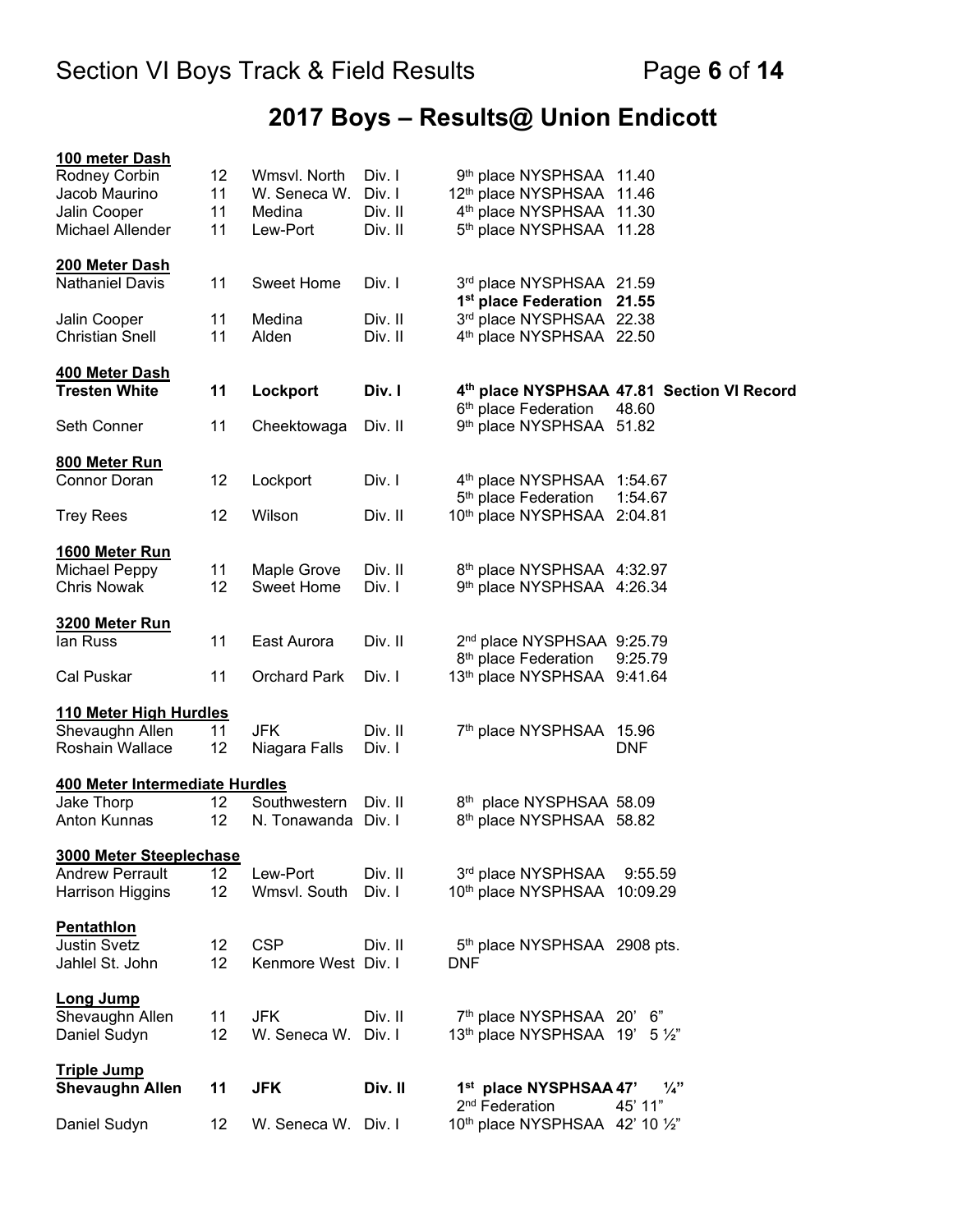# 2017 Boys – Results@ Union Endicott

**100 meter Dash**

| Name | Grade | School | Division | Place | Mark |
|---|---|---|---|---|---|
| Rodney Corbin | 12 | Wmsvl. North | Div. I | 9th place NYSPHSAA | 11.40 |
| Jacob Maurino | 11 | W. Seneca W. | Div. I | 12th place NYSPHSAA | 11.46 |
| Jalin Cooper | 11 | Medina | Div. II | 4th place NYSPHSAA | 11.30 |
| Michael Allender | 11 | Lew-Port | Div. II | 5th place NYSPHSAA | 11.28 |

**200 Meter Dash**

| Name | Grade | School | Division | Place | Mark |
|---|---|---|---|---|---|
| Nathaniel Davis | 11 | Sweet Home | Div. I | 3rd place NYSPHSAA | 21.59 |
| | | | | **1st place Federation** | **21.55** |
| Jalin Cooper | 11 | Medina | Div. II | 3rd place NYSPHSAA | 22.38 |
| Christian Snell | 11 | Alden | Div. II | 4th place NYSPHSAA | 22.50 |

**400 Meter Dash**

| Name | Grade | School | Division | Place | Mark |
|---|---|---|---|---|---|
| **Tresten White** | **11** | **Lockport** | **Div. I** | **4th place NYSPHSAA** | **47.81 Section VI Record** |
| | | | | 6th place Federation | 48.60 |
| Seth Conner | 11 | Cheektowaga | Div. II | 9th place NYSPHSAA | 51.82 |

**800 Meter Run**

| Name | Grade | School | Division | Place | Mark |
|---|---|---|---|---|---|
| Connor Doran | 12 | Lockport | Div. I | 4th place NYSPHSAA | 1:54.67 |
| | | | | 5th place Federation | 1:54.67 |
| Trey Rees | 12 | Wilson | Div. II | 10th place NYSPHSAA | 2:04.81 |

**1600 Meter Run**

| Name | Grade | School | Division | Place | Mark |
|---|---|---|---|---|---|
| Michael Peppy | 11 | Maple Grove | Div. II | 8th place NYSPHSAA | 4:32.97 |
| Chris Nowak | 12 | Sweet Home | Div. I | 9th place NYSPHSAA | 4:26.34 |

**3200 Meter Run**

| Name | Grade | School | Division | Place | Mark |
|---|---|---|---|---|---|
| Ian Russ | 11 | East Aurora | Div. II | 2nd place NYSPHSAA | 9:25.79 |
| | | | | 8th place Federation | 9:25.79 |
| Cal Puskar | 11 | Orchard Park | Div. I | 13th place NYSPHSAA | 9:41.64 |

**110 Meter High Hurdles**

| Name | Grade | School | Division | Place | Mark |
|---|---|---|---|---|---|
| Shevaughn Allen | 11 | JFK | Div. II | 7th place NYSPHSAA | 15.96 |
| Roshain Wallace | 12 | Niagara Falls | Div. I | | DNF |

**400 Meter Intermediate Hurdles**

| Name | Grade | School | Division | Place | Mark |
|---|---|---|---|---|---|
| Jake Thorp | 12 | Southwestern | Div. II | 8th place NYSPHSAA | 58.09 |
| Anton Kunnas | 12 | N. Tonawanda | Div. I | 8th place NYSPHSAA | 58.82 |

**3000 Meter Steeplechase**

| Name | Grade | School | Division | Place | Mark |
|---|---|---|---|---|---|
| Andrew Perrault | 12 | Lew-Port | Div. II | 3rd place NYSPHSAA | 9:55.59 |
| Harrison Higgins | 12 | Wmsvl. South | Div. I | 10th place NYSPHSAA | 10:09.29 |

**Pentathlon**

| Name | Grade | School | Division | Place | Mark |
|---|---|---|---|---|---|
| Justin Svetz | 12 | CSP | Div. II | 5th place NYSPHSAA | 2908 pts. |
| Jahlel St. John | 12 | Kenmore West | Div. I | DNF | |

**Long Jump**

| Name | Grade | School | Division | Place | Mark |
|---|---|---|---|---|---|
| Shevaughn Allen | 11 | JFK | Div. II | 7th place NYSPHSAA | 20' 6" |
| Daniel Sudyn | 12 | W. Seneca W. | Div. I | 13th place NYSPHSAA | 19' 5 ½" |

**Triple Jump**

| Name | Grade | School | Division | Place | Mark |
|---|---|---|---|---|---|
| **Shevaughn Allen** | **11** | **JFK** | **Div. II** | **1st place NYSPHSAA** | **47' ¼"** |
| | | | | 2nd Federation | 45' 11" |
| Daniel Sudyn | 12 | W. Seneca W. | Div. I | 10th place NYSPHSAA | 42' 10 ½" |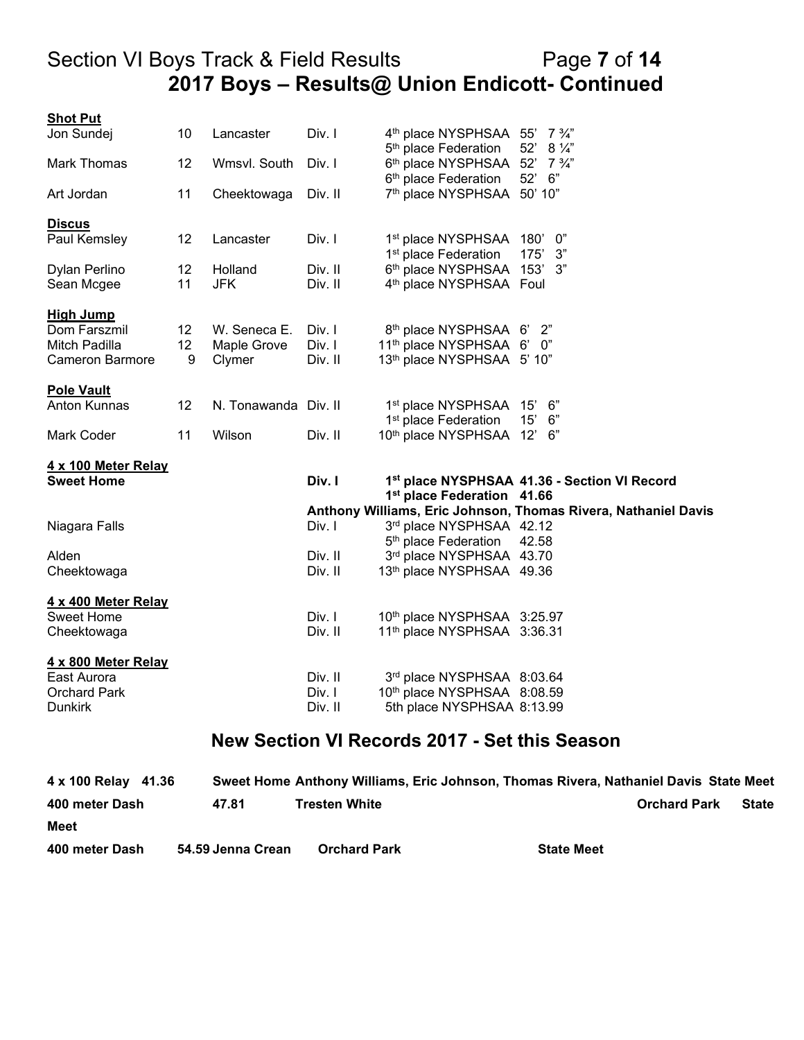## 2017 Boys – Results@ Union Endicott- Continued

**Shot Put**

| Name | Grade | School | Division | Place | Mark |
|---|---|---|---|---|---|
| Jon Sundej | 10 | Lancaster | Div. I | 4th place NYSPHSAA | 55' 7 ¾" |
| | | | | 5th place Federation | 52' 8 ¼" |
| Mark Thomas | 12 | Wmsvl. South | Div. I | 6th place NYSPHSAA | 52' 7 ¾" |
| | | | | 6th place Federation | 52' 6" |
| Art Jordan | 11 | Cheektowaga | Div. II | 7th place NYSPHSAA | 50' 10" |

**Discus**

| Name | Grade | School | Division | Place | Mark |
|---|---|---|---|---|---|
| Paul Kemsley | 12 | Lancaster | Div. I | 1st place NYSPHSAA | 180' 0" |
| | | | | 1st place Federation | 175' 3" |
| Dylan Perlino | 12 | Holland | Div. II | 6th place NYSPHSAA | 153' 3" |
| Sean Mcgee | 11 | JFK | Div. II | 4th place NYSPHSAA | Foul |

**High Jump**

| Name | Grade | School | Division | Place | Mark |
|---|---|---|---|---|---|
| Dom Farszmil | 12 | W. Seneca E. | Div. I | 8th place NYSPHSAA | 6' 2" |
| Mitch Padilla | 12 | Maple Grove | Div. I | 11th place NYSPHSAA | 6' 0" |
| Cameron Barmore | 9 | Clymer | Div. II | 13th place NYSPHSAA | 5' 10" |

**Pole Vault**

| Name | Grade | School | Division | Place | Mark |
|---|---|---|---|---|---|
| Anton Kunnas | 12 | N. Tonawanda | Div. II | 1st place NYSPHSAA | 15' 6" |
| | | | | 1st place Federation | 15' 6" |
| Mark Coder | 11 | Wilson | Div. II | 10th place NYSPHSAA | 12' 6" |

**4 x 100 Meter Relay**

| Team | Division | Place | Mark |
|---|---|---|---|
| **Sweet Home** | **Div. I** | **1st place NYSPHSAA** | **41.36 - Section VI Record** |
| | | **1st place Federation** | **41.66** |
| | **Anthony Williams, Eric Johnson, Thomas Rivera, Nathaniel Davis** | | |
| Niagara Falls | Div. I | 3rd place NYSPHSAA | 42.12 |
| | | 5th place Federation | 42.58 |
| Alden | Div. II | 3rd place NYSPHSAA | 43.70 |
| Cheektowaga | Div. II | 13th place NYSPHSAA | 49.36 |

**4 x 400 Meter Relay**

| Team | Division | Place | Mark |
|---|---|---|---|
| Sweet Home | Div. I | 10th place NYSPHSAA | 3:25.97 |
| Cheektowaga | Div. II | 11th place NYSPHSAA | 3:36.31 |

**4 x 800 Meter Relay**

| Team | Division | Place | Mark |
|---|---|---|---|
| East Aurora | Div. II | 3rd place NYSPHSAA | 8:03.64 |
| Orchard Park | Div. I | 10th place NYSPHSAA | 8:08.59 |
| Dunkirk | Div. II | 5th place NYSPHSAA | 8:13.99 |

## New Section VI Records 2017 - Set this Season

**4 x 100 Relay 41.36 Sweet Home Anthony Williams, Eric Johnson, Thomas Rivera, Nathaniel Davis State Meet**

**400 meter Dash 47.81 Tresten White Orchard Park State Meet**

**400 meter Dash 54.59 Jenna Crean Orchard Park State Meet**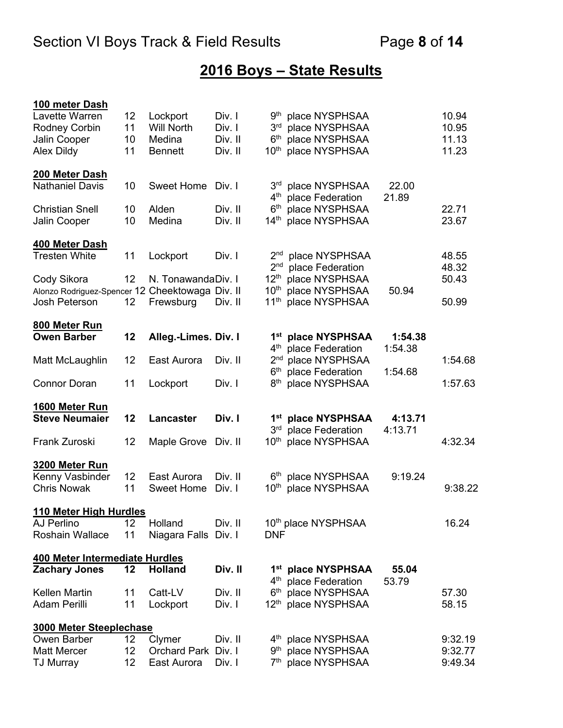# 2016 Boys – State Results

**100 meter Dash**

| Name | Grade | School | Division | Place | Time | Time |
|---|---|---|---|---|---|---|
| Lavette Warren | 12 | Lockport | Div. I | 9th place NYSPHSAA | | 10.94 |
| Rodney Corbin | 11 | Will North | Div. I | 3rd place NYSPHSAA | | 10.95 |
| Jalin Cooper | 10 | Medina | Div. II | 6th place NYSPHSAA | | 11.13 |
| Alex Dildy | 11 | Bennett | Div. II | 10th place NYSPHSAA | | 11.23 |

**200 Meter Dash**

| Name | Grade | School | Division | Place | Time | Time |
|---|---|---|---|---|---|---|
| Nathaniel Davis | 10 | Sweet Home | Div. I | 3rd place NYSPHSAA | 22.00 | |
| | | | | 4th place Federation | 21.89 | |
| Christian Snell | 10 | Alden | Div. II | 6th place NYSPHSAA | | 22.71 |
| Jalin Cooper | 10 | Medina | Div. II | 14th place NYSPHSAA | | 23.67 |

**400 Meter Dash**

| Name | Grade | School | Division | Place | Time | Time |
|---|---|---|---|---|---|---|
| Tresten White | 11 | Lockport | Div. I | 2nd place NYSPHSAA | | 48.55 |
| | | | | 2nd place Federation | | 48.32 |
| Cody Sikora | 12 | N. Tonawanda | Div. I | 12th place NYSPHSAA | | 50.43 |
| Alonzo Rodriguez-Spencer | 12 | Cheektowaga | Div. II | 10th place NYSPHSAA | 50.94 | |
| Josh Peterson | 12 | Frewsburg | Div. II | 11th place NYSPHSAA | | 50.99 |

**800 Meter Run**

| Name | Grade | School | Division | Place | Time | Time |
|---|---|---|---|---|---|---|
| **Owen Barber** | **12** | **Alleg.-Limes.** | **Div. I** | **1st place NYSPHSAA** | **1:54.38** | |
| | | | | 4th place Federation | 1:54.38 | |
| Matt McLaughlin | 12 | East Aurora | Div. II | 2nd place NYSPHSAA | | 1:54.68 |
| | | | | 6th place Federation | 1:54.68 | |
| Connor Doran | 11 | Lockport | Div. I | 8th place NYSPHSAA | | 1:57.63 |

**1600 Meter Run**

| Name | Grade | School | Division | Place | Time | Time |
|---|---|---|---|---|---|---|
| **Steve Neumaier** | **12** | **Lancaster** | **Div. I** | **1st place NYSPHSAA** | **4:13.71** | |
| | | | | 3rd place Federation | 4:13.71 | |
| Frank Zuroski | 12 | Maple Grove | Div. II | 10th place NYSPHSAA | | 4:32.34 |

**3200 Meter Run**

| Name | Grade | School | Division | Place | Time | Time |
|---|---|---|---|---|---|---|
| Kenny Vasbinder | 12 | East Aurora | Div. II | 6th place NYSPHSAA | 9:19.24 | |
| Chris Nowak | 11 | Sweet Home | Div. I | 10th place NYSPHSAA | | 9:38.22 |

**110 Meter High Hurdles**

| Name | Grade | School | Division | Place | Time | Time |
|---|---|---|---|---|---|---|
| AJ Perlino | 12 | Holland | Div. II | 10th place NYSPHSAA | | 16.24 |
| Roshain Wallace | 11 | Niagara Falls | Div. I | DNF | | |

**400 Meter Intermediate Hurdles**

| Name | Grade | School | Division | Place | Time | Time |
|---|---|---|---|---|---|---|
| **Zachary Jones** | **12** | **Holland** | **Div. II** | **1st place NYSPHSAA** | **55.04** | |
| | | | | 4th place Federation | 53.79 | |
| Kellen Martin | 11 | Catt-LV | Div. II | 6th place NYSPHSAA | | 57.30 |
| Adam Perilli | 11 | Lockport | Div. I | 12th place NYSPHSAA | | 58.15 |

**3000 Meter Steeplechase**

| Name | Grade | School | Division | Place | Time | Time |
|---|---|---|---|---|---|---|
| Owen Barber | 12 | Clymer | Div. II | 4th place NYSPHSAA | | 9:32.19 |
| Matt Mercer | 12 | Orchard Park | Div. I | 9th place NYSPHSAA | | 9:32.77 |
| TJ Murray | 12 | East Aurora | Div. I | 7th place NYSPHSAA | | 9:49.34 |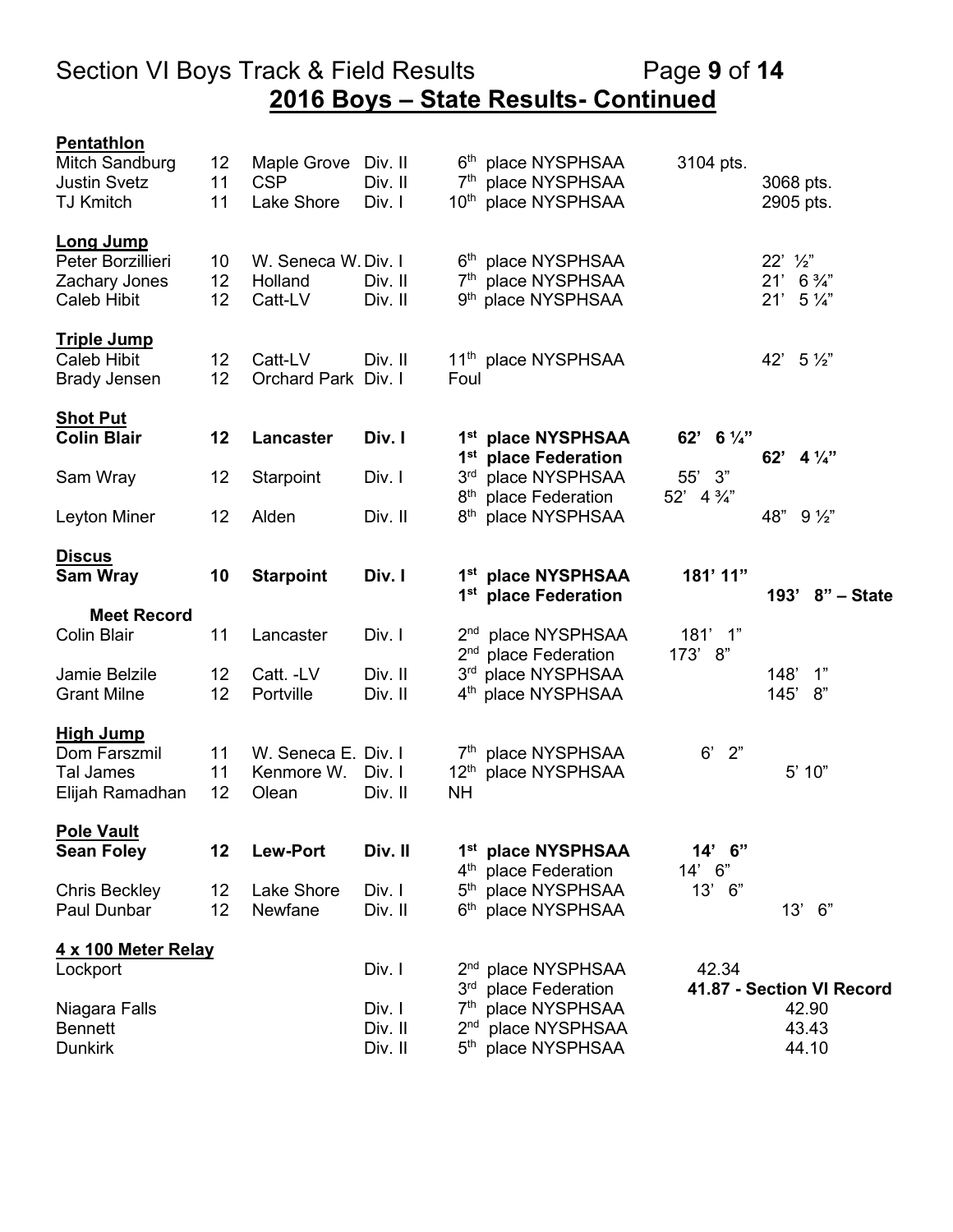## 2016 Boys – State Results- Continued

**Pentathlon**

| Name | Gr | School | Div | Place | Mark | Mark |
|---|---|---|---|---|---|---|
| Mitch Sandburg | 12 | Maple Grove | Div. II | 6th place NYSPHSAA | 3104 pts. | |
| Justin Svetz | 11 | CSP | Div. II | 7th place NYSPHSAA | | 3068 pts. |
| TJ Kmitch | 11 | Lake Shore | Div. I | 10th place NYSPHSAA | | 2905 pts. |

**Long Jump**

| Name | Gr | School | Div | Place | Mark | Mark |
|---|---|---|---|---|---|---|
| Peter Borzillieri | 10 | W. Seneca W. | Div. I | 6th place NYSPHSAA | | 22' ½" |
| Zachary Jones | 12 | Holland | Div. II | 7th place NYSPHSAA | | 21' 6 ¾" |
| Caleb Hibit | 12 | Catt-LV | Div. II | 9th place NYSPHSAA | | 21' 5 ¼" |

**Triple Jump**

| Name | Gr | School | Div | Place | Mark | Mark |
|---|---|---|---|---|---|---|
| Caleb Hibit | 12 | Catt-LV | Div. II | 11th place NYSPHSAA | | 42' 5 ½" |
| Brady Jensen | 12 | Orchard Park | Div. I | Foul | | |

**Shot Put**

| Name | Gr | School | Div | Place | Mark | Mark |
|---|---|---|---|---|---|---|
| **Colin Blair** | **12** | **Lancaster** | **Div. I** | **1st place NYSPHSAA** | **62' 6 ¼"** | |
| | | | | **1st place Federation** | | **62' 4 ¼"** |
| Sam Wray | 12 | Starpoint | Div. I | 3rd place NYSPHSAA | 55' 3" | |
| | | | | 8th place Federation | 52' 4 ¾" | |
| Leyton Miner | 12 | Alden | Div. II | 8th place NYSPHSAA | | 48" 9 ½" |

**Discus**

| Name | Gr | School | Div | Place | Mark | Mark |
|---|---|---|---|---|---|---|
| **Sam Wray** | **10** | **Starpoint** | **Div. I** | **1st place NYSPHSAA** | **181' 11"** | |
| | | | | **1st place Federation** | | **193' 8" – State** |
| **Meet Record** | | | | | | |
| Colin Blair | 11 | Lancaster | Div. I | 2nd place NYSPHSAA | 181' 1" | |
| | | | | 2nd place Federation | 173' 8" | |
| Jamie Belzile | 12 | Catt. -LV | Div. II | 3rd place NYSPHSAA | | 148' 1" |
| Grant Milne | 12 | Portville | Div. II | 4th place NYSPHSAA | | 145' 8" |

**High Jump**

| Name | Gr | School | Div | Place | Mark | Mark |
|---|---|---|---|---|---|---|
| Dom Farszmil | 11 | W. Seneca E. | Div. I | 7th place NYSPHSAA | 6' 2" | |
| Tal James | 11 | Kenmore W. | Div. I | 12th place NYSPHSAA | | 5' 10" |
| Elijah Ramadhan | 12 | Olean | Div. II | NH | | |

**Pole Vault**

| Name | Gr | School | Div | Place | Mark | Mark |
|---|---|---|---|---|---|---|
| **Sean Foley** | **12** | **Lew-Port** | **Div. II** | **1st place NYSPHSAA** | **14' 6"** | |
| | | | | 4th place Federation | 14' 6" | |
| Chris Beckley | 12 | Lake Shore | Div. I | 5th place NYSPHSAA | 13' 6" | |
| Paul Dunbar | 12 | Newfane | Div. II | 6th place NYSPHSAA | | 13' 6" |

**4 x 100 Meter Relay**

| Team | Div | Place | Mark | Mark |
|---|---|---|---|---|
| Lockport | Div. I | 2nd place NYSPHSAA | 42.34 | |
| | | 3rd place Federation | | **41.87 - Section VI Record** |
| Niagara Falls | Div. I | 7th place NYSPHSAA | | 42.90 |
| Bennett | Div. II | 2nd place NYSPHSAA | | 43.43 |
| Dunkirk | Div. II | 5th place NYSPHSAA | | 44.10 |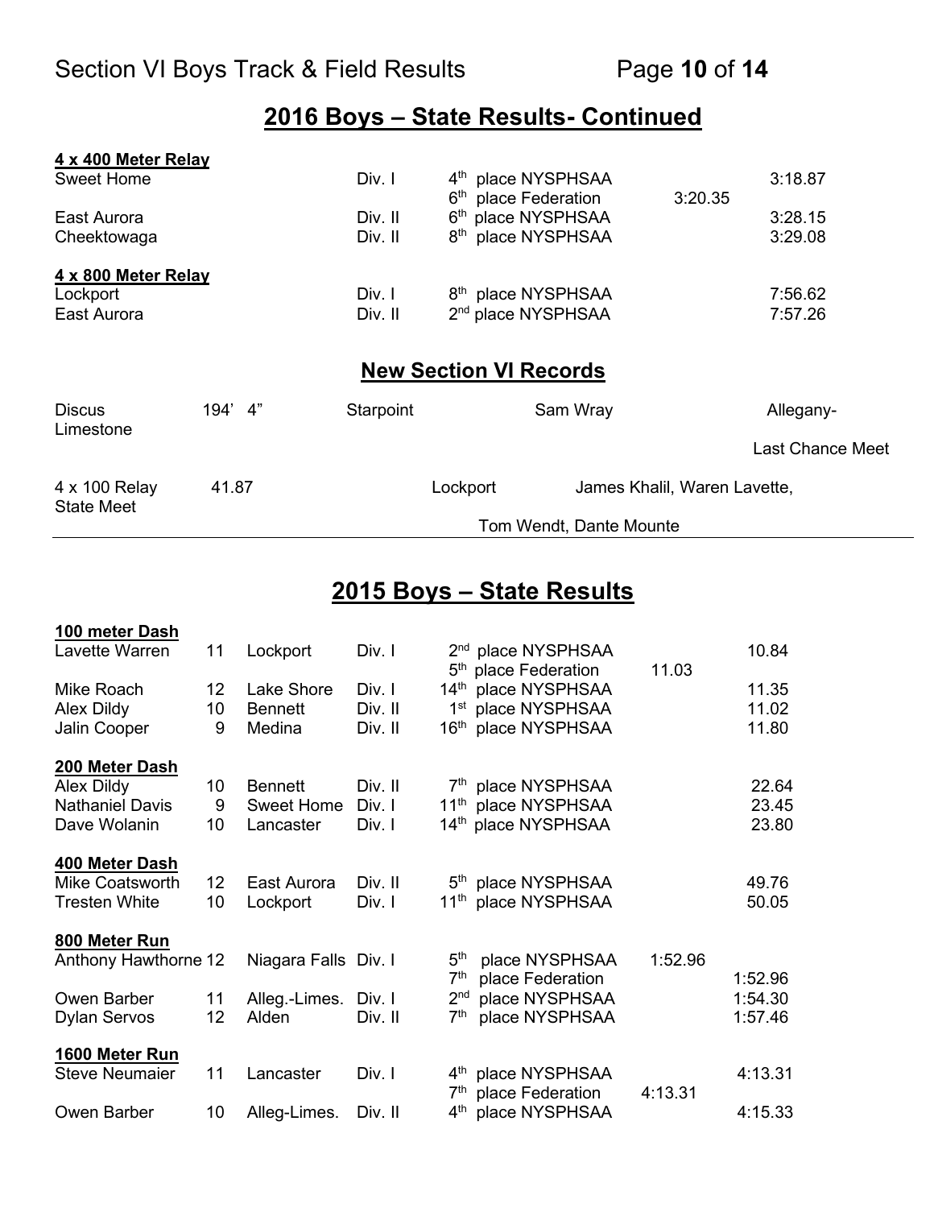## 2016 Boys – State Results- Continued

**4 x 400 Meter Relay**

| | | | | |
|---|---|---|---|---|
| Sweet Home | Div. I | 4th place NYSPHSAA | | 3:18.87 |
| | | 6th place Federation | 3:20.35 | |
| East Aurora | Div. II | 6th place NYSPHSAA | | 3:28.15 |
| Cheektowaga | Div. II | 8th place NYSPHSAA | | 3:29.08 |

**4 x 800 Meter Relay**

| | | | |
|---|---|---|---|
| Lockport | Div. I | 8th place NYSPHSAA | 7:56.62 |
| East Aurora | Div. II | 2nd place NYSPHSAA | 7:57.26 |

## New Section VI Records

| | | | | |
|---|---|---|---|---|
| Discus | 194' 4" | Starpoint | Sam Wray | Allegany-Limestone Last Chance Meet |
| 4 x 100 Relay | 41.87 | Lockport | James Khalil, Waren Lavette, Tom Wendt, Dante Mounte | State Meet |

## 2015 Boys – State Results

**100 meter Dash**

| | | | | | | |
|---|---|---|---|---|---|---|
| Lavette Warren | 11 | Lockport | Div. I | 2nd place NYSPHSAA | | 10.84 |
| | | | | 5th place Federation | 11.03 | |
| Mike Roach | 12 | Lake Shore | Div. I | 14th place NYSPHSAA | | 11.35 |
| Alex Dildy | 10 | Bennett | Div. II | 1st place NYSPHSAA | | 11.02 |
| Jalin Cooper | 9 | Medina | Div. II | 16th place NYSPHSAA | | 11.80 |

**200 Meter Dash**

| | | | | | |
|---|---|---|---|---|---|
| Alex Dildy | 10 | Bennett | Div. II | 7th place NYSPHSAA | 22.64 |
| Nathaniel Davis | 9 | Sweet Home | Div. I | 11th place NYSPHSAA | 23.45 |
| Dave Wolanin | 10 | Lancaster | Div. I | 14th place NYSPHSAA | 23.80 |

**400 Meter Dash**

| | | | | | |
|---|---|---|---|---|---|
| Mike Coatsworth | 12 | East Aurora | Div. II | 5th place NYSPHSAA | 49.76 |
| Tresten White | 10 | Lockport | Div. I | 11th place NYSPHSAA | 50.05 |

**800 Meter Run**

| | | | | | | |
|---|---|---|---|---|---|---|
| Anthony Hawthorne | 12 | Niagara Falls | Div. I | 5th place NYSPHSAA | 1:52.96 | |
| | | | | 7th place Federation | | 1:52.96 |
| Owen Barber | 11 | Alleg.-Limes. | Div. I | 2nd place NYSPHSAA | | 1:54.30 |
| Dylan Servos | 12 | Alden | Div. II | 7th place NYSPHSAA | | 1:57.46 |

**1600 Meter Run**

| | | | | | | |
|---|---|---|---|---|---|---|
| Steve Neumaier | 11 | Lancaster | Div. I | 4th place NYSPHSAA | | 4:13.31 |
| | | | | 7th place Federation | 4:13.31 | |
| Owen Barber | 10 | Alleg-Limes. | Div. II | 4th place NYSPHSAA | | 4:15.33 |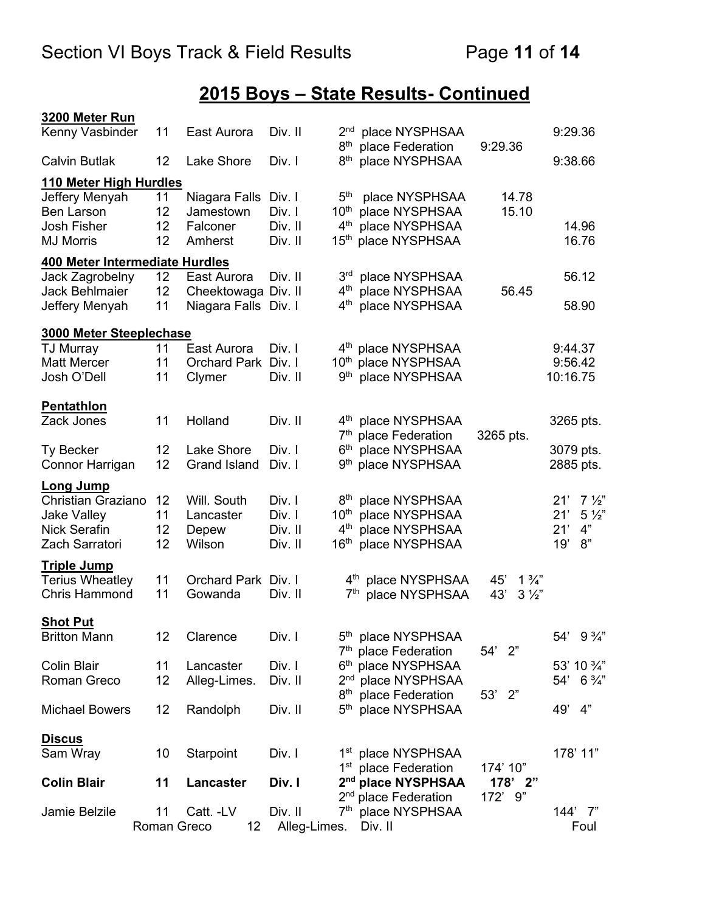## 2015 Boys – State Results- Continued

### 3200 Meter Run

| Name | Grade | School | Division | Place | Mark | Mark |
|---|---|---|---|---|---|---|
| Kenny Vasbinder | 11 | East Aurora | Div. II | 2nd place NYSPHSAA | | 9:29.36 |
| | | | | 8th place Federation | 9:29.36 | |
| Calvin Butlak | 12 | Lake Shore | Div. I | 8th place NYSPHSAA | | 9:38.66 |

### 110 Meter High Hurdles

| Name | Grade | School | Division | Place | Mark | Mark |
|---|---|---|---|---|---|---|
| Jeffery Menyah | 11 | Niagara Falls | Div. I | 5th place NYSPHSAA | 14.78 | |
| Ben Larson | 12 | Jamestown | Div. I | 10th place NYSPHSAA | 15.10 | |
| Josh Fisher | 12 | Falconer | Div. II | 4th place NYSPHSAA | | 14.96 |
| MJ Morris | 12 | Amherst | Div. II | 15th place NYSPHSAA | | 16.76 |

### 400 Meter Intermediate Hurdles

| Name | Grade | School | Division | Place | Mark | Mark |
|---|---|---|---|---|---|---|
| Jack Zagrobelny | 12 | East Aurora | Div. II | 3rd place NYSPHSAA | | 56.12 |
| Jack Behlmaier | 12 | Cheektowaga | Div. II | 4th place NYSPHSAA | 56.45 | |
| Jeffery Menyah | 11 | Niagara Falls | Div. I | 4th place NYSPHSAA | | 58.90 |

### 3000 Meter Steeplechase

| Name | Grade | School | Division | Place | Mark | Mark |
|---|---|---|---|---|---|---|
| TJ Murray | 11 | East Aurora | Div. I | 4th place NYSPHSAA | | 9:44.37 |
| Matt Mercer | 11 | Orchard Park | Div. I | 10th place NYSPHSAA | | 9:56.42 |
| Josh O'Dell | 11 | Clymer | Div. II | 9th place NYSPHSAA | | 10:16.75 |

### Pentathlon

| Name | Grade | School | Division | Place | Mark | Mark |
|---|---|---|---|---|---|---|
| Zack Jones | 11 | Holland | Div. II | 4th place NYSPHSAA | | 3265 pts. |
| | | | | 7th place Federation | 3265 pts. | |
| Ty Becker | 12 | Lake Shore | Div. I | 6th place NYSPHSAA | | 3079 pts. |
| Connor Harrigan | 12 | Grand Island | Div. I | 9th place NYSPHSAA | | 2885 pts. |

### Long Jump

| Name | Grade | School | Division | Place | Mark | Mark |
|---|---|---|---|---|---|---|
| Christian Graziano | 12 | Will. South | Div. I | 8th place NYSPHSAA | | 21' 7 ½" |
| Jake Valley | 11 | Lancaster | Div. I | 10th place NYSPHSAA | | 21' 5 ½" |
| Nick Serafin | 12 | Depew | Div. II | 4th place NYSPHSAA | | 21' 4" |
| Zach Sarratori | 12 | Wilson | Div. II | 16th place NYSPHSAA | | 19' 8" |

### Triple Jump

| Name | Grade | School | Division | Place | Mark | Mark |
|---|---|---|---|---|---|---|
| Terius Wheatley | 11 | Orchard Park | Div. I | 4th place NYSPHSAA | 45' 1 ¾" | |
| Chris Hammond | 11 | Gowanda | Div. II | 7th place NYSPHSAA | 43' 3 ½" | |

### Shot Put

| Name | Grade | School | Division | Place | Mark | Mark |
|---|---|---|---|---|---|---|
| Britton Mann | 12 | Clarence | Div. I | 5th place NYSPHSAA | | 54' 9 ¾" |
| | | | | 7th place Federation | 54' 2" | |
| Colin Blair | 11 | Lancaster | Div. I | 6th place NYSPHSAA | | 53' 10 ¾" |
| Roman Greco | 12 | Alleg-Limes. | Div. II | 2nd place NYSPHSAA | | 54' 6 ¾" |
| | | | | 8th place Federation | 53' 2" | |
| Michael Bowers | 12 | Randolph | Div. II | 5th place NYSPHSAA | | 49' 4" |

### Discus

| Name | Grade | School | Division | Place | Mark | Mark |
|---|---|---|---|---|---|---|
| Sam Wray | 10 | Starpoint | Div. I | 1st place NYSPHSAA | | 178' 11" |
| | | | | 1st place Federation | 174' 10" | |
| **Colin Blair** | **11** | **Lancaster** | **Div. I** | **2nd place NYSPHSAA** | **178' 2"** | |
| | | | | 2nd place Federation | 172' 9" | |
| Jamie Belzile | 11 | Catt. -LV | Div. II | 7th place NYSPHSAA | | 144' 7" |
| Roman Greco | 12 | Alleg-Limes. | Div. II | | | Foul |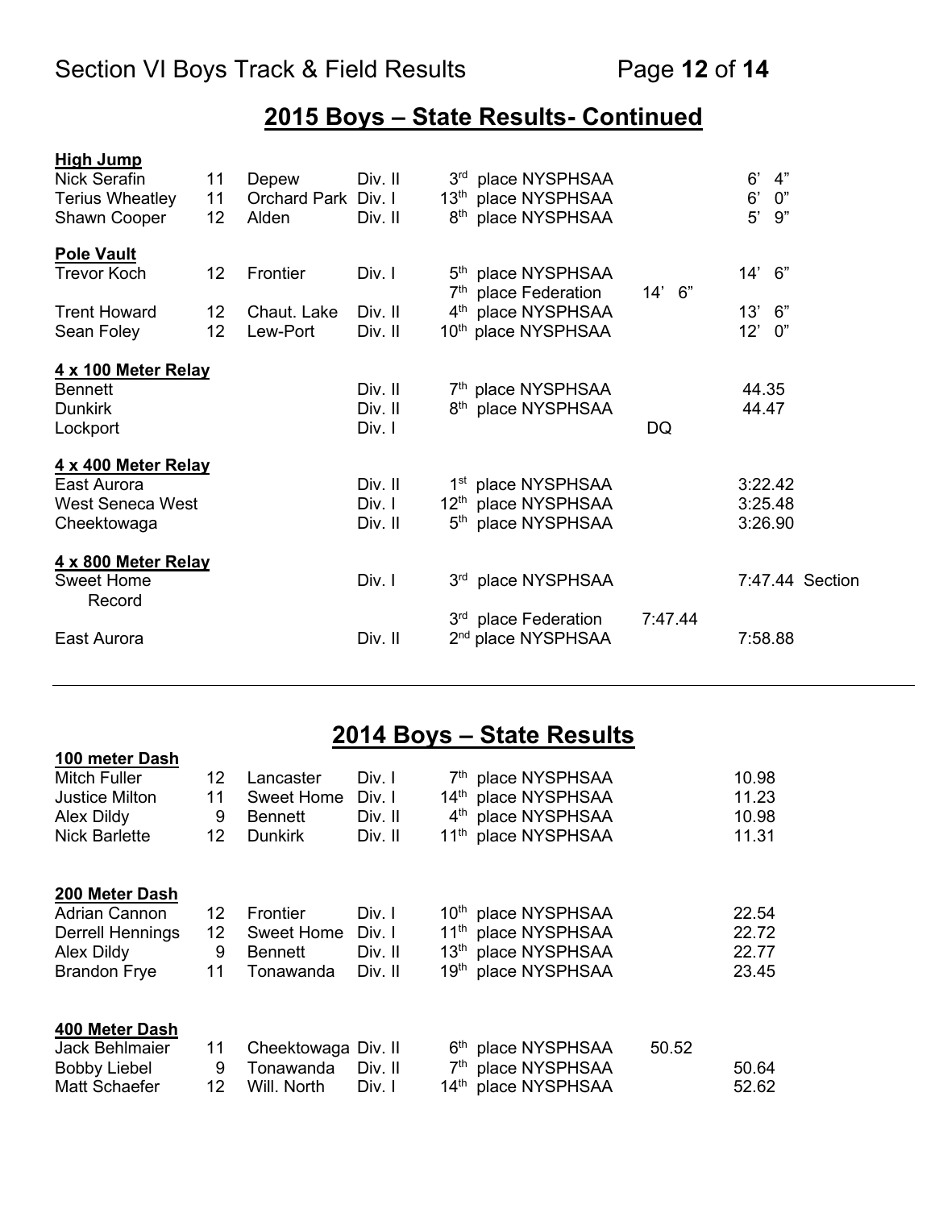## 2015 Boys – State Results- Continued

**High Jump**

| Name | Grade | School | Division | Place | | Mark |
|---|---|---|---|---|---|---|
| Nick Serafin | 11 | Depew | Div. II | 3rd place NYSPHSAA | | 6' 4" |
| Terius Wheatley | 11 | Orchard Park | Div. I | 13th place NYSPHSAA | | 6' 0" |
| Shawn Cooper | 12 | Alden | Div. II | 8th place NYSPHSAA | | 5' 9" |

**Pole Vault**

| Name | Grade | School | Division | Place | | Mark |
|---|---|---|---|---|---|---|
| Trevor Koch | 12 | Frontier | Div. I | 5th place NYSPHSAA | | 14' 6" |
| | | | | 7th place Federation | 14' 6" | |
| Trent Howard | 12 | Chaut. Lake | Div. II | 4th place NYSPHSAA | | 13' 6" |
| Sean Foley | 12 | Lew-Port | Div. II | 10th place NYSPHSAA | | 12' 0" |

**4 x 100 Meter Relay**

| Team | Division | Place | | Mark |
|---|---|---|---|---|
| Bennett | Div. II | 7th place NYSPHSAA | | 44.35 |
| Dunkirk | Div. II | 8th place NYSPHSAA | | 44.47 |
| Lockport | Div. I | | DQ | |

**4 x 400 Meter Relay**

| Team | Division | Place | | Mark |
|---|---|---|---|---|
| East Aurora | Div. II | 1st place NYSPHSAA | | 3:22.42 |
| West Seneca West | Div. I | 12th place NYSPHSAA | | 3:25.48 |
| Cheektowaga | Div. II | 5th place NYSPHSAA | | 3:26.90 |

**4 x 800 Meter Relay**

| Team | Division | Place | | Mark |
|---|---|---|---|---|
| Sweet Home | Div. I | 3rd place NYSPHSAA | | 7:47.44 Section Record |
| | | 3rd place Federation | 7:47.44 | |
| East Aurora | Div. II | 2nd place NYSPHSAA | | 7:58.88 |

---

## 2014 Boys – State Results

**100 meter Dash**

| Name | Grade | School | Division | Place | | Mark |
|---|---|---|---|---|---|---|
| Mitch Fuller | 12 | Lancaster | Div. I | 7th place NYSPHSAA | | 10.98 |
| Justice Milton | 11 | Sweet Home | Div. I | 14th place NYSPHSAA | | 11.23 |
| Alex Dildy | 9 | Bennett | Div. II | 4th place NYSPHSAA | | 10.98 |
| Nick Barlette | 12 | Dunkirk | Div. II | 11th place NYSPHSAA | | 11.31 |

**200 Meter Dash**

| Name | Grade | School | Division | Place | | Mark |
|---|---|---|---|---|---|---|
| Adrian Cannon | 12 | Frontier | Div. I | 10th place NYSPHSAA | | 22.54 |
| Derrell Hennings | 12 | Sweet Home | Div. I | 11th place NYSPHSAA | | 22.72 |
| Alex Dildy | 9 | Bennett | Div. II | 13th place NYSPHSAA | | 22.77 |
| Brandon Frye | 11 | Tonawanda | Div. II | 19th place NYSPHSAA | | 23.45 |

**400 Meter Dash**

| Name | Grade | School | Division | Place | | Mark |
|---|---|---|---|---|---|---|
| Jack Behlmaier | 11 | Cheektowaga | Div. II | 6th place NYSPHSAA | 50.52 | |
| Bobby Liebel | 9 | Tonawanda | Div. II | 7th place NYSPHSAA | | 50.64 |
| Matt Schaefer | 12 | Will. North | Div. I | 14th place NYSPHSAA | | 52.62 |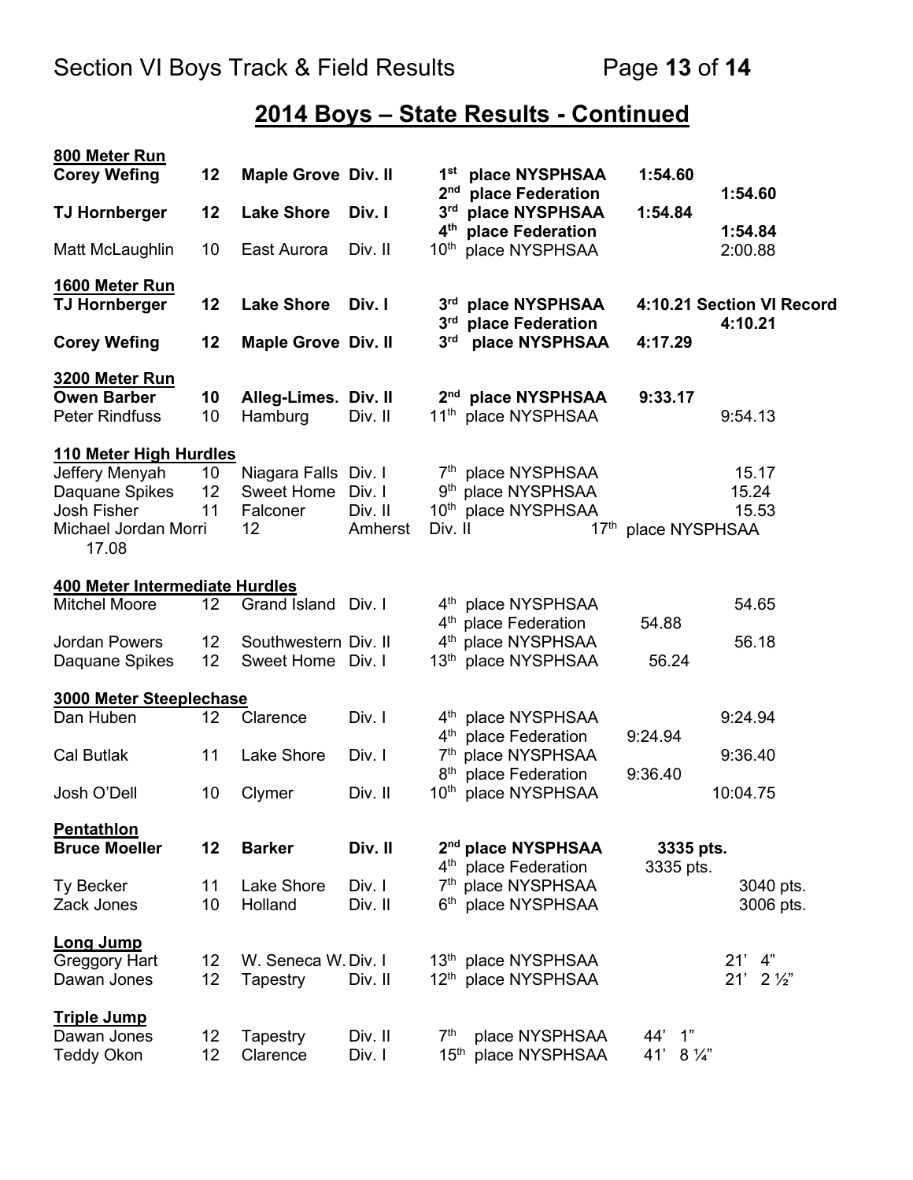# 2014 Boys – State Results - Continued

**800 Meter Run**

| Name | Grade | School | Division | Place | Time | Time |
|---|---|---|---|---|---|---|
| **Corey Wefing** | **12** | **Maple Grove** | **Div. II** | **1st place NYSPHSAA** | **1:54.60** | |
| | | | | **2nd place Federation** | | **1:54.60** |
| **TJ Hornberger** | **12** | **Lake Shore** | **Div. I** | **3rd place NYSPHSAA** | **1:54.84** | |
| | | | | **4th place Federation** | | **1:54.84** |
| Matt McLaughlin | 10 | East Aurora | Div. II | 10th place NYSPHSAA | | 2:00.88 |

**1600 Meter Run**

| Name | Grade | School | Division | Place | Time | Time |
|---|---|---|---|---|---|---|
| **TJ Hornberger** | **12** | **Lake Shore** | **Div. I** | **3rd place NYSPHSAA** | **4:10.21 Section VI Record** | |
| | | | | **3rd place Federation** | | **4:10.21** |
| **Corey Wefing** | **12** | **Maple Grove** | **Div. II** | **3rd place NYSPHSAA** | **4:17.29** | |

**3200 Meter Run**

| Name | Grade | School | Division | Place | Time | Time |
|---|---|---|---|---|---|---|
| **Owen Barber** | **10** | **Alleg-Limes.** | **Div. II** | **2nd place NYSPHSAA** | **9:33.17** | |
| Peter Rindfuss | 10 | Hamburg | Div. II | 11th place NYSPHSAA | | 9:54.13 |

**110 Meter High Hurdles**

| Name | Grade | School | Division | Place | Time | Time |
|---|---|---|---|---|---|---|
| Jeffery Menyah | 10 | Niagara Falls | Div. I | 7th place NYSPHSAA | | 15.17 |
| Daquane Spikes | 12 | Sweet Home | Div. I | 9th place NYSPHSAA | | 15.24 |
| Josh Fisher | 11 | Falconer | Div. II | 10th place NYSPHSAA | | 15.53 |
| Michael Jordan Morri | 12 | Amherst | Div. II | 17th place NYSPHSAA | | 17.08 |

**400 Meter Intermediate Hurdles**

| Name | Grade | School | Division | Place | Time | Time |
|---|---|---|---|---|---|---|
| Mitchel Moore | 12 | Grand Island | Div. I | 4th place NYSPHSAA | | 54.65 |
| | | | | 4th place Federation | 54.88 | |
| Jordan Powers | 12 | Southwestern | Div. II | 4th place NYSPHSAA | | 56.18 |
| Daquane Spikes | 12 | Sweet Home | Div. I | 13th place NYSPHSAA | 56.24 | |

**3000 Meter Steeplechase**

| Name | Grade | School | Division | Place | Time | Time |
|---|---|---|---|---|---|---|
| Dan Huben | 12 | Clarence | Div. I | 4th place NYSPHSAA | | 9:24.94 |
| | | | | 4th place Federation | 9:24.94 | |
| Cal Butlak | 11 | Lake Shore | Div. I | 7th place NYSPHSAA | | 9:36.40 |
| | | | | 8th place Federation | 9:36.40 | |
| Josh O'Dell | 10 | Clymer | Div. II | 10th place NYSPHSAA | | 10:04.75 |

**Pentathlon**

| Name | Grade | School | Division | Place | Points | Points |
|---|---|---|---|---|---|---|
| **Bruce Moeller** | **12** | **Barker** | **Div. II** | **2nd place NYSPHSAA** | **3335 pts.** | |
| | | | | 4th place Federation | 3335 pts. | |
| Ty Becker | 11 | Lake Shore | Div. I | 7th place NYSPHSAA | | 3040 pts. |
| Zack Jones | 10 | Holland | Div. II | 6th place NYSPHSAA | | 3006 pts. |

**Long Jump**

| Name | Grade | School | Division | Place | Mark | Mark |
|---|---|---|---|---|---|---|
| Greggory Hart | 12 | W. Seneca W. | Div. I | 13th place NYSPHSAA | | 21' 4" |
| Dawan Jones | 12 | Tapestry | Div. II | 12th place NYSPHSAA | | 21' 2 ½" |

**Triple Jump**

| Name | Grade | School | Division | Place | Mark |
|---|---|---|---|---|---|
| Dawan Jones | 12 | Tapestry | Div. II | 7th place NYSPHSAA | 44' 1" |
| Teddy Okon | 12 | Clarence | Div. I | 15th place NYSPHSAA | 41' 8 ¼" |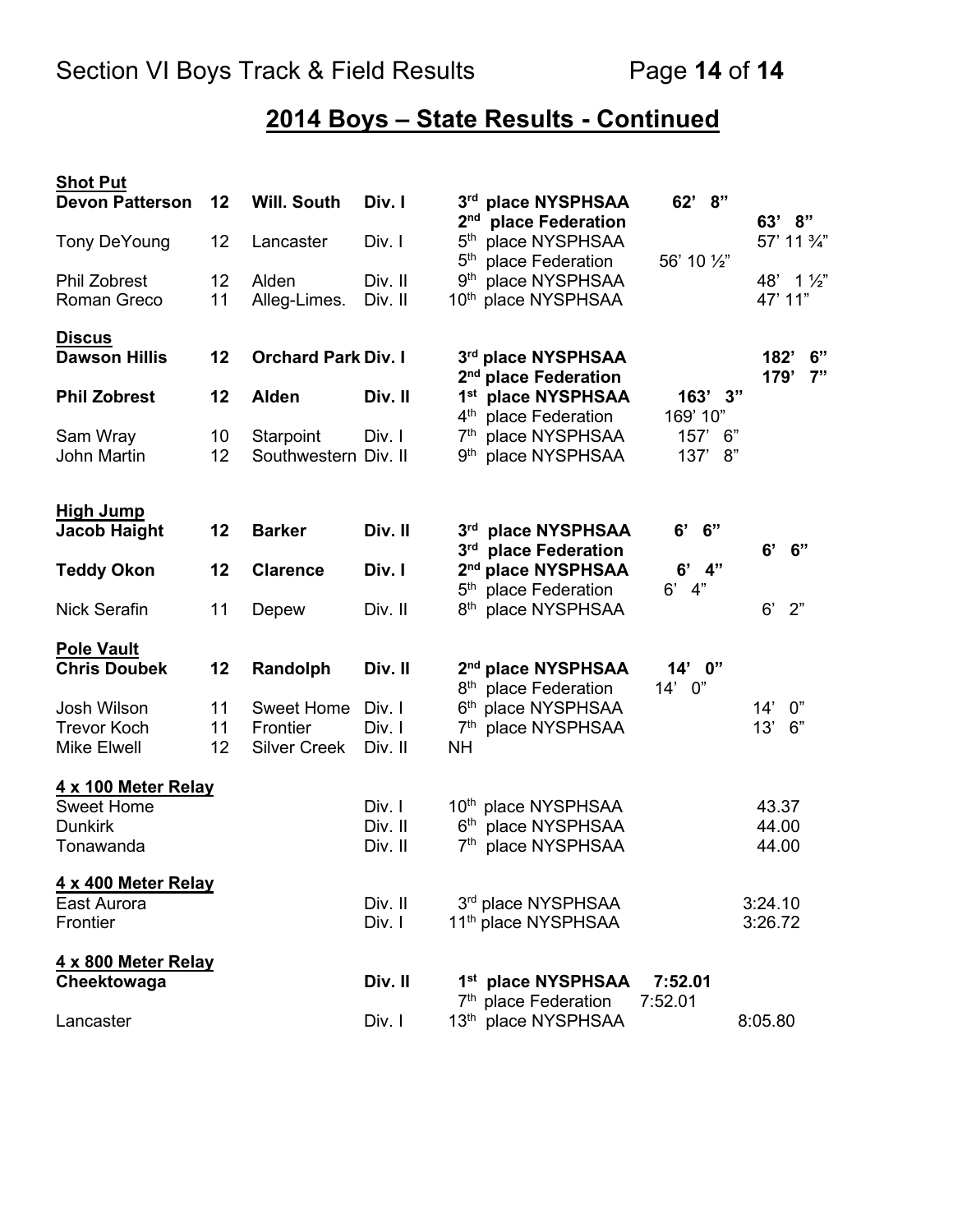## 2014 Boys – State Results - Continued

| | | | | | | |
|---|---|---|---|---|---|---|
| **Shot Put** | | | | | | |
| **Devon Patterson** | **12** | **Will. South** | **Div. I** | **3rd place NYSPHSAA** | **62' 8"** | |
| | | | | **2nd place Federation** | | **63' 8"** |
| Tony DeYoung | 12 | Lancaster | Div. I | 5th place NYSPHSAA | | 57' 11 ¾" |
| | | | | 5th place Federation | 56' 10 ½" | |
| Phil Zobrest | 12 | Alden | Div. II | 9th place NYSPHSAA | | 48' 1 ½" |
| Roman Greco | 11 | Alleg-Limes. | Div. II | 10th place NYSPHSAA | | 47' 11" |
| **Discus** | | | | | | |
| **Dawson Hillis** | **12** | **Orchard Park** | **Div. I** | **3rd place NYSPHSAA** | | **182' 6"** |
| | | | | **2nd place Federation** | | **179' 7"** |
| **Phil Zobrest** | **12** | **Alden** | **Div. II** | **1st place NYSPHSAA** | **163' 3"** | |
| | | | | 4th place Federation | 169' 10" | |
| Sam Wray | 10 | Starpoint | Div. I | 7th place NYSPHSAA | 157' 6" | |
| John Martin | 12 | Southwestern | Div. II | 9th place NYSPHSAA | 137' 8" | |
| **High Jump** | | | | | | |
| **Jacob Haight** | **12** | **Barker** | **Div. II** | **3rd place NYSPHSAA** | **6' 6"** | |
| | | | | **3rd place Federation** | | **6' 6"** |
| **Teddy Okon** | **12** | **Clarence** | **Div. I** | **2nd place NYSPHSAA** | **6' 4"** | |
| | | | | 5th place Federation | 6' 4" | |
| Nick Serafin | 11 | Depew | Div. II | 8th place NYSPHSAA | | 6' 2" |
| **Pole Vault** | | | | | | |
| **Chris Doubek** | **12** | **Randolph** | **Div. II** | **2nd place NYSPHSAA** | **14' 0"** | |
| | | | | 8th place Federation | 14' 0" | |
| Josh Wilson | 11 | Sweet Home | Div. I | 6th place NYSPHSAA | | 14' 0" |
| Trevor Koch | 11 | Frontier | Div. I | 7th place NYSPHSAA | | 13' 6" |
| Mike Elwell | 12 | Silver Creek | Div. II | NH | | |
| **4 x 100 Meter Relay** | | | | | | |
| Sweet Home | | | Div. I | 10th place NYSPHSAA | | 43.37 |
| Dunkirk | | | Div. II | 6th place NYSPHSAA | | 44.00 |
| Tonawanda | | | Div. II | 7th place NYSPHSAA | | 44.00 |
| **4 x 400 Meter Relay** | | | | | | |
| East Aurora | | | Div. II | 3rd place NYSPHSAA | | 3:24.10 |
| Frontier | | | Div. I | 11th place NYSPHSAA | | 3:26.72 |
| **4 x 800 Meter Relay** | | | | | | |
| **Cheektowaga** | | | **Div. II** | **1st place NYSPHSAA** | **7:52.01** | |
| | | | | 7th place Federation | 7:52.01 | |
| Lancaster | | | Div. I | 13th place NYSPHSAA | | 8:05.80 |